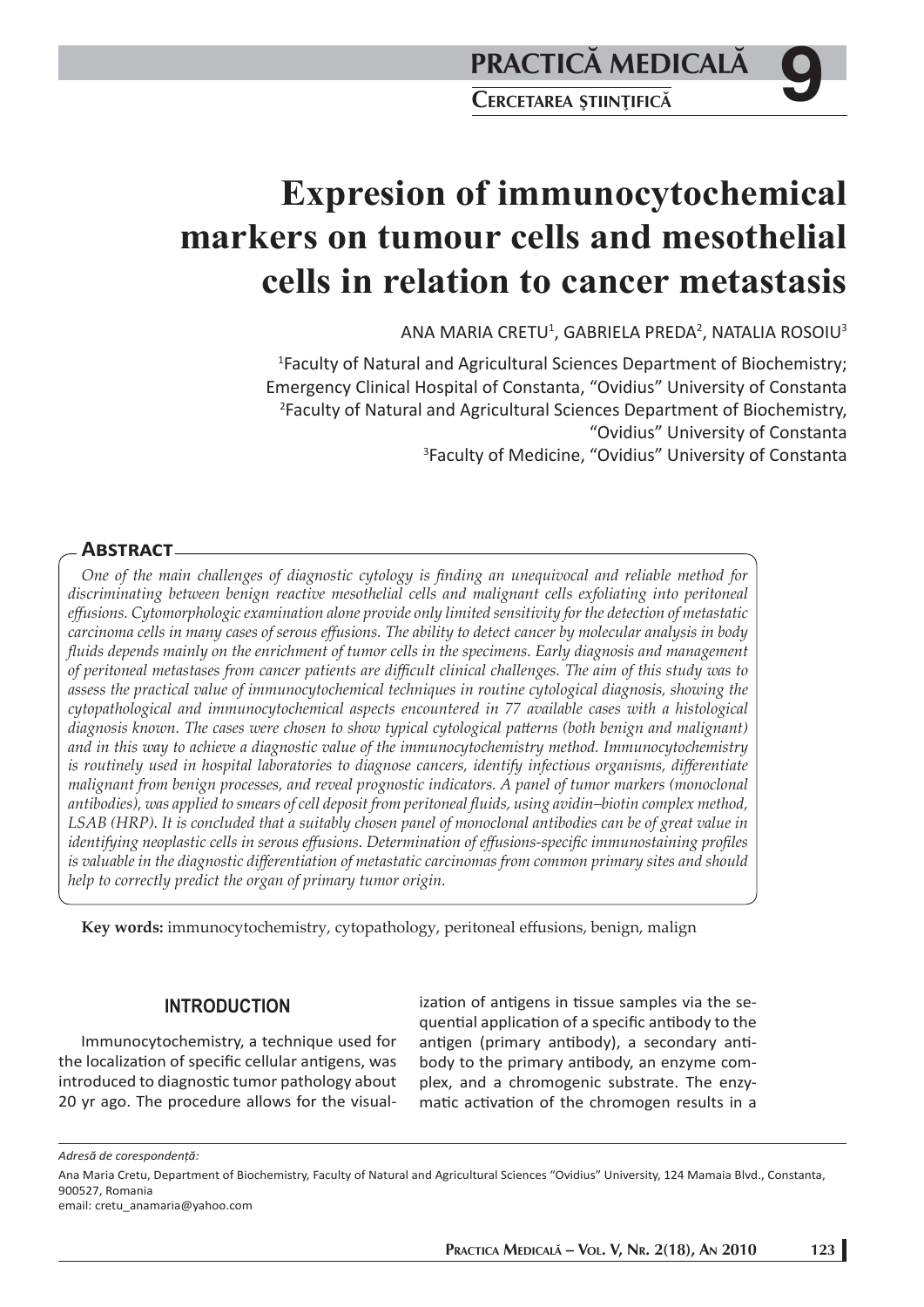# Expresion of immunocytochemical markers on tumour cells and mesothelial cells in relation to cancer metastasis

ANA MARIA CRETU[1], GABRIELA PREDA[2], NATALIA ROSOIU[3]

[1]Faculty of Natural and Agricultural Sciences Department of Biochemistry; Emergency Clinical Hospital of Constanta, "Ovidius" University of Constanta
[2]Faculty of Natural and Agricultural Sciences Department of Biochemistry, "Ovidius" University of Constanta
[3]Faculty of Medicine, "Ovidius" University of Constanta

## Abstract

*One of the main challenges of diagnostic cytology is finding an unequivocal and reliable method for discriminating between benign reactive mesothelial cells and malignant cells exfoliating into peritoneal effusions. Cytomorphologic examination alone provide only limited sensitivity for the detection of metastatic carcinoma cells in many cases of serous effusions. The ability to detect cancer by molecular analysis in body fluids depends mainly on the enrichment of tumor cells in the specimens. Early diagnosis and management of peritoneal metastases from cancer patients are difficult clinical challenges. The aim of this study was to assess the practical value of immunocytochemical techniques in routine cytological diagnosis, showing the cytopathological and immunocytochemical aspects encountered in 77 available cases with a histological diagnosis known. The cases were chosen to show typical cytological patterns (both benign and malignant) and in this way to achieve a diagnostic value of the immunocytochemistry method. Immunocytochemistry is routinely used in hospital laboratories to diagnose cancers, identify infectious organisms, differentiate malignant from benign processes, and reveal prognostic indicators. A panel of tumor markers (monoclonal antibodies), was applied to smears of cell deposit from peritoneal fluids, using avidin–biotin complex method, LSAB (HRP). It is concluded that a suitably chosen panel of monoclonal antibodies can be of great value in identifying neoplastic cells in serous effusions. Determination of effusions-specific immunostaining profiles is valuable in the diagnostic differentiation of metastatic carcinomas from common primary sites and should help to correctly predict the organ of primary tumor origin.*

**Key words:** immunocytochemistry, cytopathology, peritoneal effusions, benign, malign

## INTRODUCTION

Immunocytochemistry, a technique used for the localization of specific cellular antigens, was introduced to diagnostic tumor pathology about 20 yr ago. The procedure allows for the visualization of antigens in tissue samples via the sequential application of a specific antibody to the antigen (primary antibody), a secondary antibody to the primary antibody, an enzyme complex, and a chromogenic substrate. The enzymatic activation of the chromogen results in a

*Adresă de corespondență:*

Ana Maria Cretu, Department of Biochemistry, Faculty of Natural and Agricultural Sciences "Ovidius" University, 124 Mamaia Blvd., Constanta, 900527, Romania
email: cretu_anamaria@yahoo.com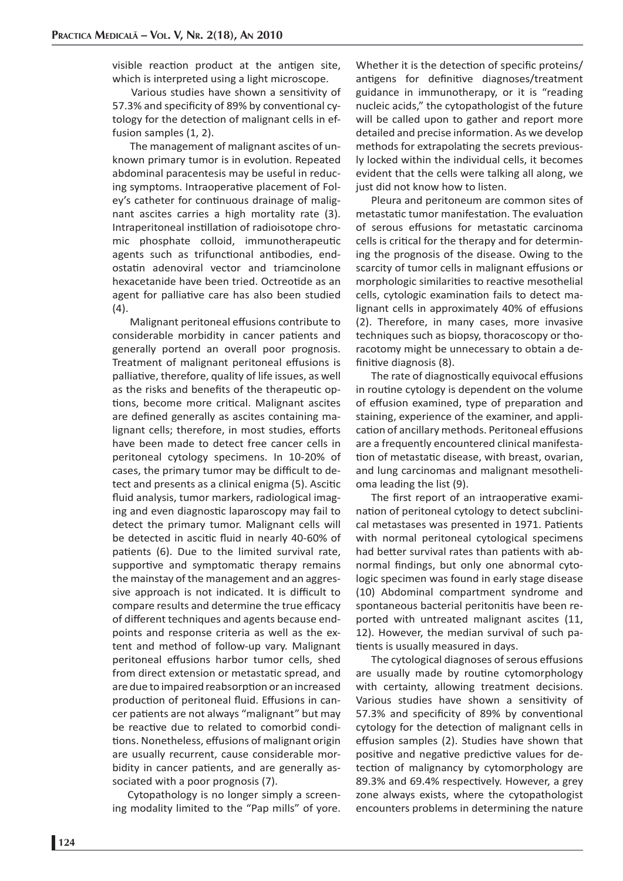visible reaction product at the antigen site, which is interpreted using a light microscope.

Various studies have shown a sensitivity of 57.3% and specificity of 89% by conventional cytology for the detection of malignant cells in effusion samples (1, 2).

The management of malignant ascites of unknown primary tumor is in evolution. Repeated abdominal paracentesis may be useful in reducing symptoms. Intraoperative placement of Foley's catheter for continuous drainage of malignant ascites carries a high mortality rate (3). Intraperitoneal instillation of radioisotope chromic phosphate colloid, immunotherapeutic agents such as trifunctional antibodies, endostatin adenoviral vector and triamcinolone hexacetanide have been tried. Octreotide as an agent for palliative care has also been studied (4).

Malignant peritoneal effusions contribute to considerable morbidity in cancer patients and generally portend an overall poor prognosis. Treatment of malignant peritoneal effusions is palliative, therefore, quality of life issues, as well as the risks and benefits of the therapeutic options, become more critical. Malignant ascites are defined generally as ascites containing malignant cells; therefore, in most studies, efforts have been made to detect free cancer cells in peritoneal cytology specimens. In 10-20% of cases, the primary tumor may be difficult to detect and presents as a clinical enigma (5). Ascitic fluid analysis, tumor markers, radiological imaging and even diagnostic laparoscopy may fail to detect the primary tumor. Malignant cells will be detected in ascitic fluid in nearly 40-60% of patients (6). Due to the limited survival rate, supportive and symptomatic therapy remains the mainstay of the management and an aggressive approach is not indicated. It is difficult to compare results and determine the true efficacy of different techniques and agents because endpoints and response criteria as well as the extent and method of follow-up vary. Malignant peritoneal effusions harbor tumor cells, shed from direct extension or metastatic spread, and are due to impaired reabsorption or an increased production of peritoneal fluid. Effusions in cancer patients are not always "malignant" but may be reactive due to related to comorbid conditions. Nonetheless, effusions of malignant origin are usually recurrent, cause considerable morbidity in cancer patients, and are generally associated with a poor prognosis (7).

Cytopathology is no longer simply a screening modality limited to the "Pap mills" of yore. Whether it is the detection of specific proteins/antigens for definitive diagnoses/treatment guidance in immunotherapy, or it is "reading nucleic acids," the cytopathologist of the future will be called upon to gather and report more detailed and precise information. As we develop methods for extrapolating the secrets previously locked within the individual cells, it becomes evident that the cells were talking all along, we just did not know how to listen.

Pleura and peritoneum are common sites of metastatic tumor manifestation. The evaluation of serous effusions for metastatic carcinoma cells is critical for the therapy and for determining the prognosis of the disease. Owing to the scarcity of tumor cells in malignant effusions or morphologic similarities to reactive mesothelial cells, cytologic examination fails to detect malignant cells in approximately 40% of effusions (2). Therefore, in many cases, more invasive techniques such as biopsy, thoracoscopy or thoracotomy might be unnecessary to obtain a definitive diagnosis (8).

The rate of diagnostically equivocal effusions in routine cytology is dependent on the volume of effusion examined, type of preparation and staining, experience of the examiner, and application of ancillary methods. Peritoneal effusions are a frequently encountered clinical manifestation of metastatic disease, with breast, ovarian, and lung carcinomas and malignant mesothelioma leading the list (9).

The first report of an intraoperative examination of peritoneal cytology to detect subclinical metastases was presented in 1971. Patients with normal peritoneal cytological specimens had better survival rates than patients with abnormal findings, but only one abnormal cytologic specimen was found in early stage disease (10) Abdominal compartment syndrome and spontaneous bacterial peritonitis have been reported with untreated malignant ascites (11, 12). However, the median survival of such patients is usually measured in days.

The cytological diagnoses of serous effusions are usually made by routine cytomorphology with certainty, allowing treatment decisions. Various studies have shown a sensitivity of 57.3% and specificity of 89% by conventional cytology for the detection of malignant cells in effusion samples (2). Studies have shown that positive and negative predictive values for detection of malignancy by cytomorphology are 89.3% and 69.4% respectively. However, a grey zone always exists, where the cytopathologist encounters problems in determining the nature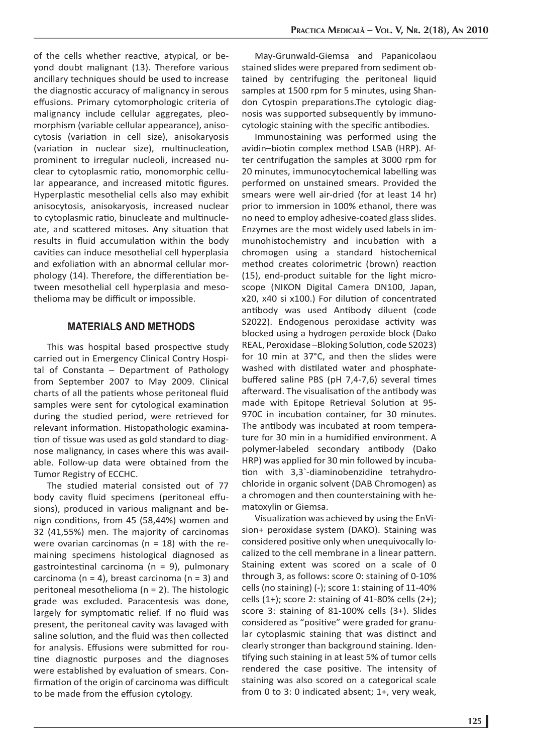of the cells whether reactive, atypical, or beyond doubt malignant (13). Therefore various ancillary techniques should be used to increase the diagnostic accuracy of malignancy in serous effusions. Primary cytomorphologic criteria of malignancy include cellular aggregates, pleomorphism (variable cellular appearance), anisocytosis (variation in cell size), anisokaryosis (variation in nuclear size), multinucleation, prominent to irregular nucleoli, increased nuclear to cytoplasmic ratio, monomorphic cellular appearance, and increased mitotic figures. Hyperplastic mesothelial cells also may exhibit anisocytosis, anisokaryosis, increased nuclear to cytoplasmic ratio, binucleate and multinucleate, and scattered mitoses. Any situation that results in fluid accumulation within the body cavities can induce mesothelial cell hyperplasia and exfoliation with an abnormal cellular morphology (14). Therefore, the differentiation between mesothelial cell hyperplasia and mesothelioma may be difficult or impossible.

## MATERIALS AND METHODS

This was hospital based prospective study carried out in Emergency Clinical Contry Hospital of Constanta – Department of Pathology from September 2007 to May 2009. Clinical charts of all the patients whose peritoneal fluid samples were sent for cytological examination during the studied period, were retrieved for relevant information. Histopathologic examination of tissue was used as gold standard to diagnose malignancy, in cases where this was available. Follow-up data were obtained from the Tumor Registry of ECCHC.

The studied material consisted out of 77 body cavity fluid specimens (peritoneal effusions), produced in various malignant and benign conditions, from 45 (58,44%) women and 32 (41,55%) men. The majority of carcinomas were ovarian carcinomas (n = 18) with the remaining specimens histological diagnosed as gastrointestinal carcinoma (n = 9), pulmonary carcinoma (n = 4), breast carcinoma (n = 3) and peritoneal mesothelioma (n = 2). The histologic grade was excluded. Paracentesis was done, largely for symptomatic relief. If no fluid was present, the peritoneal cavity was lavaged with saline solution, and the fluid was then collected for analysis. Effusions were submitted for routine diagnostic purposes and the diagnoses were established by evaluation of smears. Confirmation of the origin of carcinoma was difficult to be made from the effusion cytology.

May-Grunwald-Giemsa and Papanicolaou stained slides were prepared from sediment obtained by centrifuging the peritoneal liquid samples at 1500 rpm for 5 minutes, using Shandon Cytospin preparations.The cytologic diagnosis was supported subsequently by immunocytologic staining with the specific antibodies.

Immunostaining was performed using the avidin–biotin complex method LSAB (HRP). After centrifugation the samples at 3000 rpm for 20 minutes, immunocytochemical labelling was performed on unstained smears. Provided the smears were well air-dried (for at least 14 hr) prior to immersion in 100% ethanol, there was no need to employ adhesive-coated glass slides. Enzymes are the most widely used labels in immunohistochemistry and incubation with a chromogen using a standard histochemical method creates colorimetric (brown) reaction (15), end-product suitable for the light microscope (NIKON Digital Camera DN100, Japan, x20, x40 si x100.) For dilution of concentrated antibody was used Antibody diluent (code S2022). Endogenous peroxidase activity was blocked using a hydrogen peroxide block (Dako REAL, Peroxidase –Bloking Solution, code S2023) for 10 min at 37°C, and then the slides were washed with distilated water and phosphate-buffered saline PBS (pH 7,4-7,6) several times afterward. The visualisation of the antibody was made with Epitope Retrieval Solution at 95-970C in incubation container, for 30 minutes. The antibody was incubated at room temperature for 30 min in a humidified environment. A polymer-labeled secondary antibody (Dako HRP) was applied for 30 min followed by incubation with 3,3`-diaminobenzidine tetrahydrochloride in organic solvent (DAB Chromogen) as a chromogen and then counterstaining with hematoxylin or Giemsa.

Visualization was achieved by using the EnVision+ peroxidase system (DAKO). Staining was considered positive only when unequivocally localized to the cell membrane in a linear pattern. Staining extent was scored on a scale of 0 through 3, as follows: score 0: staining of 0-10% cells (no staining) (-); score 1: staining of 11-40% cells (1+); score 2: staining of 41-80% cells (2+); score 3: staining of 81-100% cells (3+). Slides considered as "positive" were graded for granular cytoplasmic staining that was distinct and clearly stronger than background staining. Identifying such staining in at least 5% of tumor cells rendered the case positive. The intensity of staining was also scored on a categorical scale from 0 to 3: 0 indicated absent; 1+, very weak,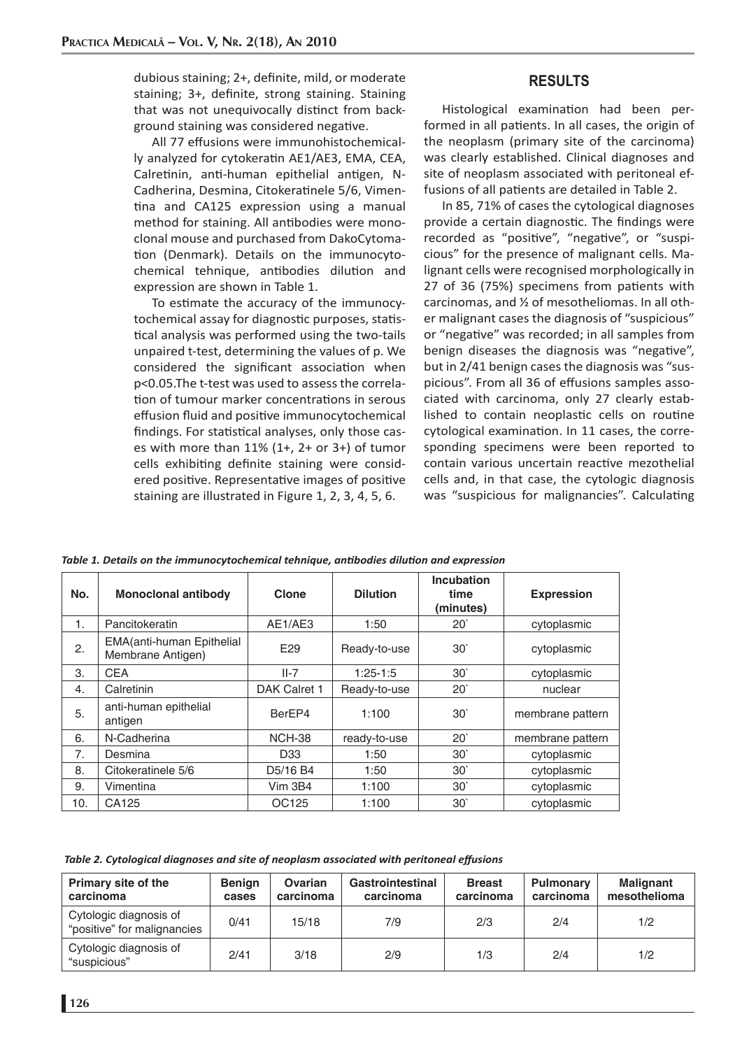dubious staining; 2+, definite, mild, or moderate staining; 3+, definite, strong staining. Staining that was not unequivocally distinct from background staining was considered negative.

All 77 effusions were immunohistochemically analyzed for cytokeratin AE1/AE3, EMA, CEA, Calretinin, anti-human epithelial antigen, N-Cadherina, Desmina, Citokeratinele 5/6, Vimentina and CA125 expression using a manual method for staining. All antibodies were monoclonal mouse and purchased from DakoCytomation (Denmark). Details on the immunocytochemical tehnique, antibodies dilution and expression are shown in Table 1.

To estimate the accuracy of the immunocytochemical assay for diagnostic purposes, statistical analysis was performed using the two-tails unpaired t-test, determining the values of p. We considered the significant association when $p<0.05$.The t-test was used to assess the correlation of tumour marker concentrations in serous effusion fluid and positive immunocytochemical findings. For statistical analyses, only those cases with more than 11% (1+, 2+ or 3+) of tumor cells exhibiting definite staining were considered positive. Representative images of positive staining are illustrated in Figure 1, 2, 3, 4, 5, 6.

## RESULTS

Histological examination had been performed in all patients. In all cases, the origin of the neoplasm (primary site of the carcinoma) was clearly established. Clinical diagnoses and site of neoplasm associated with peritoneal effusions of all patients are detailed in Table 2.

In 85, 71% of cases the cytological diagnoses provide a certain diagnostic. The findings were recorded as "positive", "negative", or "suspicious" for the presence of malignant cells. Malignant cells were recognised morphologically in 27 of 36 (75%) specimens from patients with carcinomas, and ½ of mesotheliomas. In all other malignant cases the diagnosis of "suspicious" or "negative" was recorded; in all samples from benign diseases the diagnosis was "negative", but in 2/41 benign cases the diagnosis was "suspicious". From all 36 of effusions samples associated with carcinoma, only 27 clearly established to contain neoplastic cells on routine cytological examination. In 11 cases, the corresponding specimens were been reported to contain various uncertain reactive mezothelial cells and, in that case, the cytologic diagnosis was "suspicious for malignancies". Calculating

*Table 1. Details on the immunocytochemical tehnique, antibodies dilution and expression*

| No. | Monoclonal antibody | Clone | Dilution | Incubation time (minutes) | Expression |
|---|---|---|---|---|---|
| 1. | Pancitokeratin | AE1/AE3 | 1:50 | 20` | cytoplasmic |
| 2. | EMA(anti-human Epithelial Membrane Antigen) | E29 | Ready-to-use | 30` | cytoplasmic |
| 3. | CEA | II-7 | 1:25-1:5 | 30` | cytoplasmic |
| 4. | Calretinin | DAK Calret 1 | Ready-to-use | 20` | nuclear |
| 5. | anti-human epithelial antigen | BerEP4 | 1:100 | 30` | membrane pattern |
| 6. | N-Cadherina | NCH-38 | ready-to-use | 20` | membrane pattern |
| 7. | Desmina | D33 | 1:50 | 30` | cytoplasmic |
| 8. | Citokeratinele 5/6 | D5/16 B4 | 1:50 | 30` | cytoplasmic |
| 9. | Vimentina | Vim 3B4 | 1:100 | 30` | cytoplasmic |
| 10. | CA125 | OC125 | 1:100 | 30` | cytoplasmic |

*Table 2. Cytological diagnoses and site of neoplasm associated with peritoneal effusions*

| Primary site of the carcinoma | Benign cases | Ovarian carcinoma | Gastrointestinal carcinoma | Breast carcinoma | Pulmonary carcinoma | Malignant mesothelioma |
|---|---|---|---|---|---|---|
| Cytologic diagnosis of "positive" for malignancies | 0/41 | 15/18 | 7/9 | 2/3 | 2/4 | 1/2 |
| Cytologic diagnosis of "suspicious" | 2/41 | 3/18 | 2/9 | 1/3 | 2/4 | 1/2 |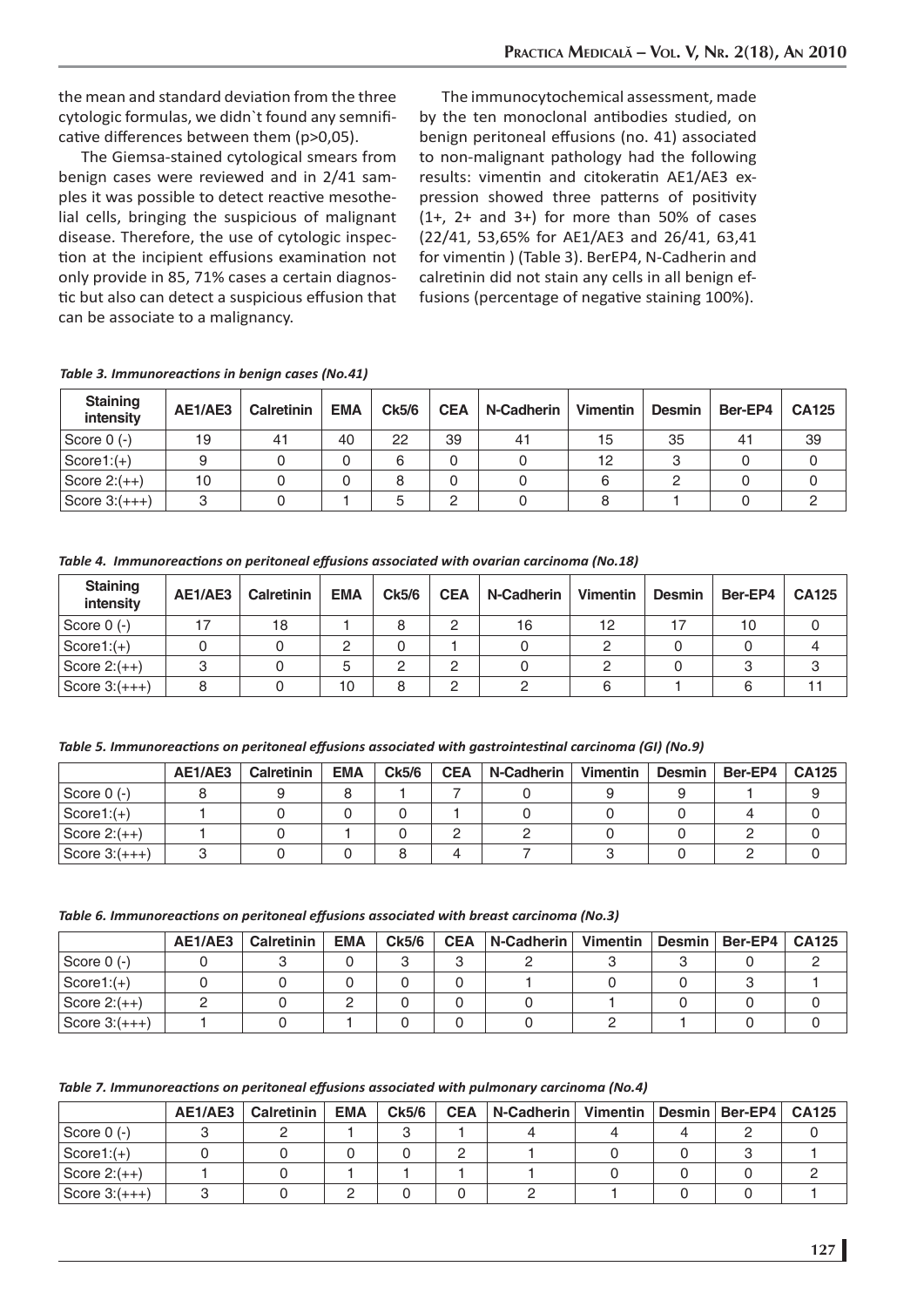the mean and standard deviation from the three cytologic formulas, we didn`t found any semnificative differences between them (p>0,05).

The Giemsa-stained cytological smears from benign cases were reviewed and in 2/41 samples it was possible to detect reactive mesothelial cells, bringing the suspicious of malignant disease. Therefore, the use of cytologic inspection at the incipient effusions examination not only provide in 85, 71% cases a certain diagnostic but also can detect a suspicious effusion that can be associate to a malignancy.

The immunocytochemical assessment, made by the ten monoclonal antibodies studied, on benign peritoneal effusions (no. 41) associated to non-malignant pathology had the following results: vimentin and citokeratin AE1/AE3 expression showed three patterns of positivity (1+, 2+ and 3+) for more than 50% of cases (22/41, 53,65% for AE1/AE3 and 26/41, 63,41 for vimentin ) (Table 3). BerEP4, N-Cadherin and calretinin did not stain any cells in all benign effusions (percentage of negative staining 100%).

*Table 3. Immunoreactions in benign cases (No.41)*

| Staining intensity | AE1/AE3 | Calretinin | EMA | Ck5/6 | CEA | N-Cadherin | Vimentin | Desmin | Ber-EP4 | CA125 |
|---|---|---|---|---|---|---|---|---|---|---|
| Score 0 (-) | 19 | 41 | 40 | 22 | 39 | 41 | 15 | 35 | 41 | 39 |
| Score1:(+) | 9 | 0 | 0 | 6 | 0 | 0 | 12 | 3 | 0 | 0 |
| Score 2:(++) | 10 | 0 | 0 | 8 | 0 | 0 | 6 | 2 | 0 | 0 |
| Score 3:(+++) | 3 | 0 | 1 | 5 | 2 | 0 | 8 | 1 | 0 | 2 |

*Table 4. Immunoreactions on peritoneal effusions associated with ovarian carcinoma (No.18)*

| Staining intensity | AE1/AE3 | Calretinin | EMA | Ck5/6 | CEA | N-Cadherin | Vimentin | Desmin | Ber-EP4 | CA125 |
|---|---|---|---|---|---|---|---|---|---|---|
| Score 0 (-) | 17 | 18 | 1 | 8 | 2 | 16 | 12 | 17 | 10 | 0 |
| Score1:(+) | 0 | 0 | 2 | 0 | 1 | 0 | 2 | 0 | 0 | 4 |
| Score 2:(++) | 3 | 0 | 5 | 2 | 2 | 0 | 2 | 0 | 3 | 3 |
| Score 3:(+++) | 8 | 0 | 10 | 8 | 2 | 2 | 6 | 1 | 6 | 11 |

*Table 5. Immunoreactions on peritoneal effusions associated with gastrointestinal carcinoma (GI) (No.9)*

| | AE1/AE3 | Calretinin | EMA | Ck5/6 | CEA | N-Cadherin | Vimentin | Desmin | Ber-EP4 | CA125 |
|---|---|---|---|---|---|---|---|---|---|---|
| Score 0 (-) | 8 | 9 | 8 | 1 | 7 | 0 | 9 | 9 | 1 | 9 |
| Score1:(+) | 1 | 0 | 0 | 0 | 1 | 0 | 0 | 0 | 4 | 0 |
| Score 2:(++) | 1 | 0 | 1 | 0 | 2 | 2 | 0 | 0 | 2 | 0 |
| Score 3:(+++) | 3 | 0 | 0 | 8 | 4 | 7 | 3 | 0 | 2 | 0 |

*Table 6. Immunoreactions on peritoneal effusions associated with breast carcinoma (No.3)*

| | AE1/AE3 | Calretinin | EMA | Ck5/6 | CEA | N-Cadherin | Vimentin | Desmin | Ber-EP4 | CA125 |
|---|---|---|---|---|---|---|---|---|---|---|
| Score 0 (-) | 0 | 3 | 0 | 3 | 3 | 2 | 3 | 3 | 0 | 2 |
| Score1:(+) | 0 | 0 | 0 | 0 | 0 | 1 | 0 | 0 | 3 | 1 |
| Score 2:(++) | 2 | 0 | 2 | 0 | 0 | 0 | 1 | 0 | 0 | 0 |
| Score 3:(+++) | 1 | 0 | 1 | 0 | 0 | 0 | 2 | 1 | 0 | 0 |

*Table 7. Immunoreactions on peritoneal effusions associated with pulmonary carcinoma (No.4)*

| | AE1/AE3 | Calretinin | EMA | Ck5/6 | CEA | N-Cadherin | Vimentin | Desmin | Ber-EP4 | CA125 |
|---|---|---|---|---|---|---|---|---|---|---|
| Score 0 (-) | 3 | 2 | 1 | 3 | 1 | 4 | 4 | 4 | 2 | 0 |
| Score1:(+) | 0 | 0 | 0 | 0 | 2 | 1 | 0 | 0 | 3 | 1 |
| Score 2:(++) | 1 | 0 | 1 | 1 | 1 | 1 | 0 | 0 | 0 | 2 |
| Score 3:(+++) | 3 | 0 | 2 | 0 | 0 | 2 | 1 | 0 | 0 | 1 |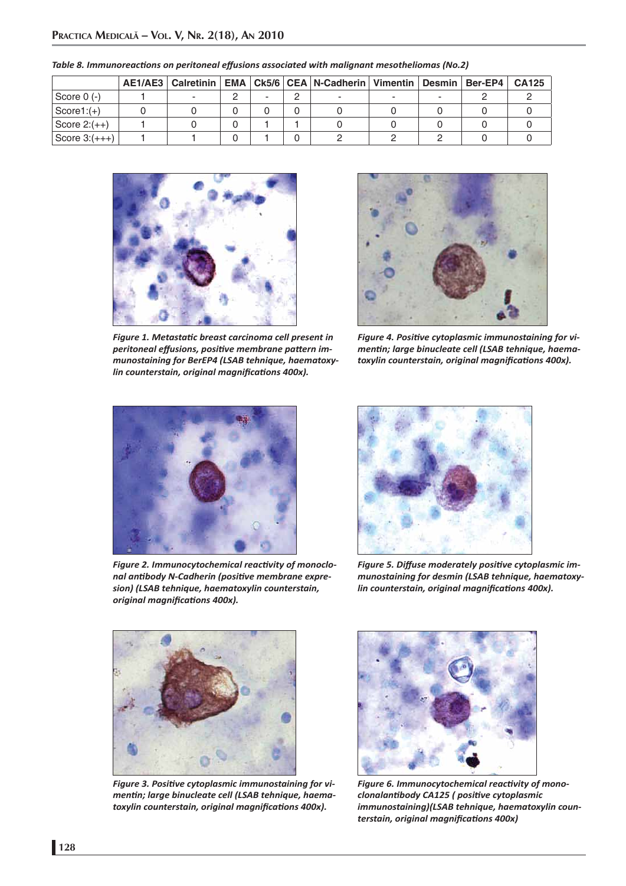*Table 8. Immunoreactions on peritoneal effusions associated with malignant mesotheliomas (No.2)*

| | AE1/AE3 | Calretinin | EMA | Ck5/6 | CEA | N-Cadherin | Vimentin | Desmin | Ber-EP4 | CA125 |
|---|---|---|---|---|---|---|---|---|---|---|
| Score 0 (-) | 1 | - | 2 | - | 2 | - | - | - | 2 | 2 |
| Score1:(+) | 0 | 0 | 0 | 0 | 0 | 0 | 0 | 0 | 0 | 0 |
| Score 2:(++) | 1 | 0 | 0 | 1 | 1 | 0 | 0 | 0 | 0 | 0 |
| Score 3:(+++) | 1 | 1 | 0 | 1 | 0 | 2 | 2 | 2 | 0 | 0 |

***Figure 1. Metastatic breast carcinoma cell present in peritoneal effusions, positive membrane pattern immunostaining for BerEP4 (LSAB tehnique, haematoxylin counterstain, original magnifications 400x).***

***Figure 2. Immunocytochemical reactivity of monoclonal antibody N-Cadherin (positive membrane expresion) (LSAB tehnique, haematoxylin counterstain, original magnifications 400x).***

***Figure 3. Positive cytoplasmic immunostaining for vimentin; large binucleate cell (LSAB tehnique, haematoxylin counterstain, original magnifications 400x).***

***Figure 4. Positive cytoplasmic immunostaining for vimentin; large binucleate cell (LSAB tehnique, haematoxylin counterstain, original magnifications 400x).***

***Figure 5. Diffuse moderately positive cytoplasmic immunostaining for desmin (LSAB tehnique, haematoxylin counterstain, original magnifications 400x).***

***Figure 6. Immunocytochemical reactivity of monoclonalantibody CA125 ( positive cytoplasmic immunostaining)(LSAB tehnique, haematoxylin counterstain, original magnifications 400x)***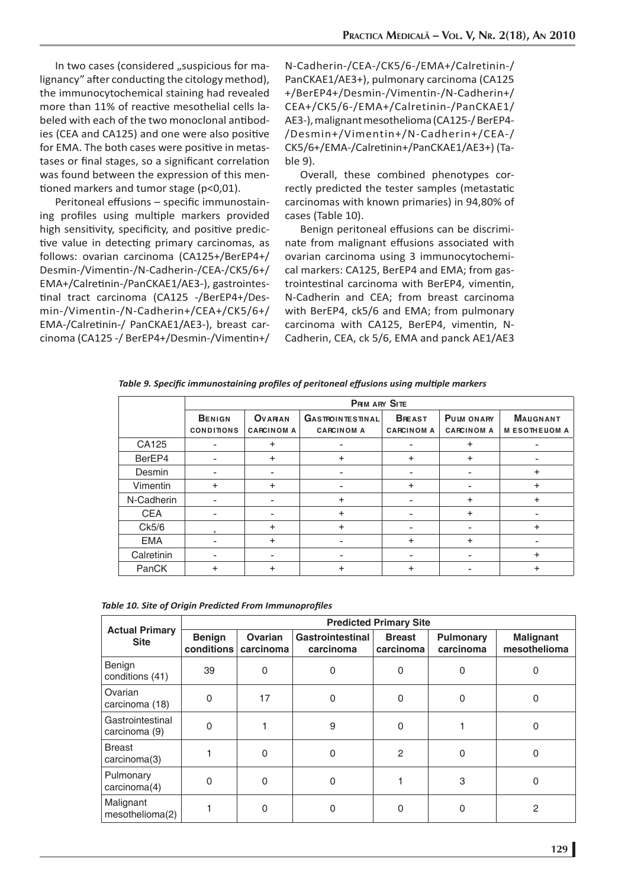In two cases (considered „suspicious for malignancy" after conducting the citology method), the immunocytochemical staining had revealed more than 11% of reactive mesothelial cells labeled with each of the two monoclonal antibodies (CEA and CA125) and one were also positive for EMA. The both cases were positive in metastases or final stages, so a significant correlation was found between the expression of this mentioned markers and tumor stage ($p<0,01$).

Peritoneal effusions – specific immunostaining profiles using multiple markers provided high sensitivity, specificity, and positive predictive value in detecting primary carcinomas, as follows: ovarian carcinoma (CA125+/BerEP4+/Desmin-/Vimentin-/N-Cadherin-/CEA-/CK5/6+/EMA+/Calretinin-/PanCKAE1/AE3-), gastrointestinal tract carcinoma (CA125 -/BerEP4+/Desmin-/Vimentin-/N-Cadherin+/CEA+/CK5/6+/EMA-/Calretinin-/ PanCKAE1/AE3-), breast carcinoma (CA125 -/ BerEP4+/Desmin-/Vimentin+/N-Cadherin-/CEA-/CK5/6-/EMA+/Calretinin-/PanCKAE1/AE3+), pulmonary carcinoma (CA125 +/BerEP4+/Desmin-/Vimentin-/N-Cadherin+/CEA+/CK5/6-/EMA+/Calretinin-/PanCKAE1/AE3-), malignant mesothelioma (CA125-/ BerEP4-/Desmin+/Vimentin+/N-Cadherin+/CEA-/CK5/6+/EMA-/Calretinin+/PanCKAE1/AE3+) (Table 9).

Overall, these combined phenotypes correctly predicted the tester samples (metastatic carcinomas with known primaries) in 94,80% of cases (Table 10).

Benign peritoneal effusions can be discriminate from malignant effusions associated with ovarian carcinoma using 3 immunocytochemical markers: CA125, BerEP4 and EMA; from gastrointestinal carcinoma with BerEP4, vimentin, N-Cadherin and CEA; from breast carcinoma with BerEP4, ck5/6 and EMA; from pulmonary carcinoma with CA125, BerEP4, vimentin, N-Cadherin, CEA, ck 5/6, EMA and panck AE1/AE3

*Table 9. Specific immunostaining profiles of peritoneal effusions using multiple markers*

| | Primary Site | | | | | |
|---|---|---|---|---|---|---|
| | Benign conditions | Ovarian carcinoma | Gastrointestinal carcinoma | Breast carcinoma | Pulmonary carcinoma | Malignant mesothelioma |
| CA125 | - | + | - | - | + | - |
| BerEP4 | - | + | + | + | + | - |
| Desmin | - | - | - | - | - | + |
| Vimentin | + | + | - | + | - | + |
| N-Cadherin | - | - | + | - | + | + |
| CEA | - | - | + | - | + | - |
| Ck5/6 | + | + | + | - | - | + |
| EMA | - | + | - | + | + | - |
| Calretinin | - | - | - | - | - | + |
| PanCK | + | + | + | + | - | + |

*Table 10. Site of Origin Predicted From Immunoprofiles*

| Actual Primary Site | Predicted Primary Site | | | | | |
|---|---|---|---|---|---|---|
| | Benign conditions | Ovarian carcinoma | Gastrointestinal carcinoma | Breast carcinoma | Pulmonary carcinoma | Malignant mesothelioma |
| Benign conditions (41) | 39 | 0 | 0 | 0 | 0 | 0 |
| Ovarian carcinoma (18) | 0 | 17 | 0 | 0 | 0 | 0 |
| Gastrointestinal carcinoma (9) | 0 | 1 | 9 | 0 | 1 | 0 |
| Breast carcinoma(3) | 1 | 0 | 0 | 2 | 0 | 0 |
| Pulmonary carcinoma(4) | 0 | 0 | 0 | 1 | 3 | 0 |
| Malignant mesothelioma(2) | 1 | 0 | 0 | 0 | 0 | 2 |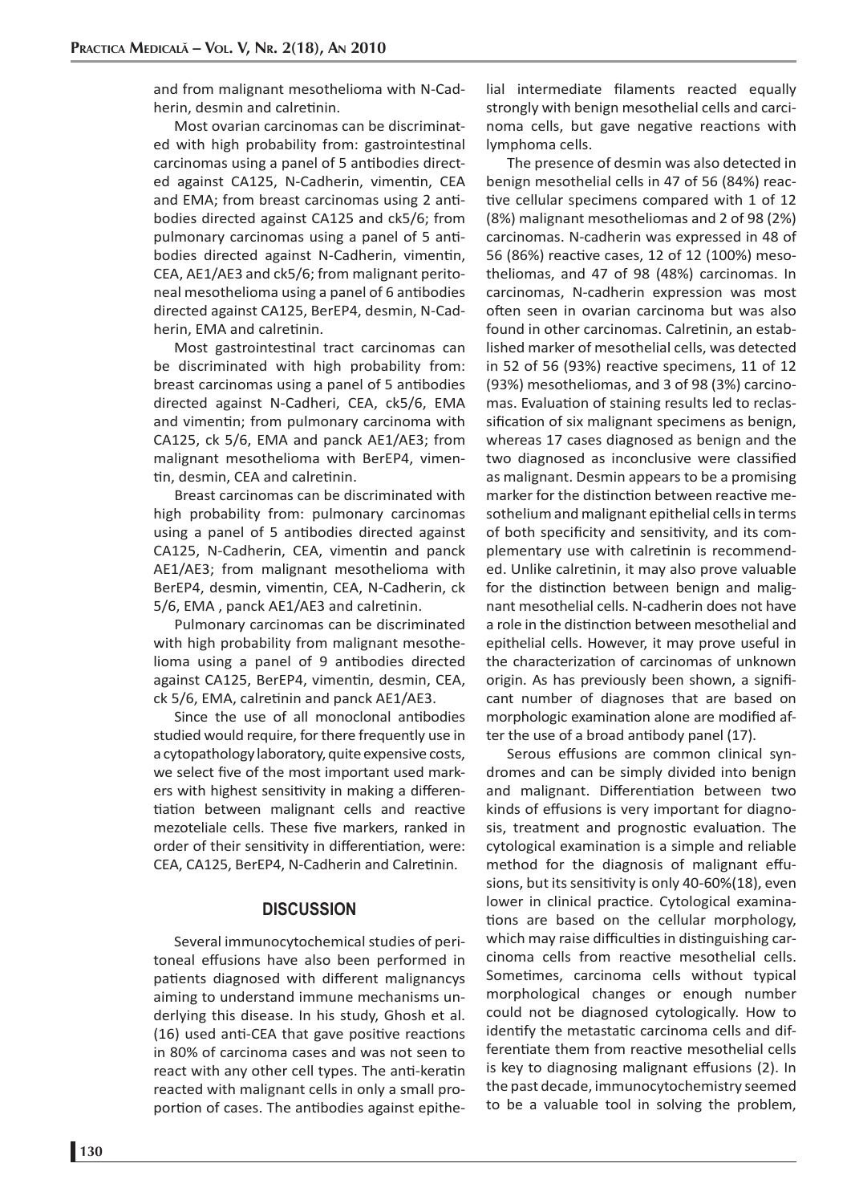and from malignant mesothelioma with N-Cadherin, desmin and calretinin.

Most ovarian carcinomas can be discriminated with high probability from: gastrointestinal carcinomas using a panel of 5 antibodies directed against CA125, N-Cadherin, vimentin, CEA and EMA; from breast carcinomas using 2 antibodies directed against CA125 and ck5/6; from pulmonary carcinomas using a panel of 5 antibodies directed against N-Cadherin, vimentin, CEA, AE1/AE3 and ck5/6; from malignant peritoneal mesothelioma using a panel of 6 antibodies directed against CA125, BerEP4, desmin, N-Cadherin, EMA and calretinin.

Most gastrointestinal tract carcinomas can be discriminated with high probability from: breast carcinomas using a panel of 5 antibodies directed against N-Cadheri, CEA, ck5/6, EMA and vimentin; from pulmonary carcinoma with CA125, ck 5/6, EMA and panck AE1/AE3; from malignant mesothelioma with BerEP4, vimentin, desmin, CEA and calretinin.

Breast carcinomas can be discriminated with high probability from: pulmonary carcinomas using a panel of 5 antibodies directed against CA125, N-Cadherin, CEA, vimentin and panck AE1/AE3; from malignant mesothelioma with BerEP4, desmin, vimentin, CEA, N-Cadherin, ck 5/6, EMA , panck AE1/AE3 and calretinin.

Pulmonary carcinomas can be discriminated with high probability from malignant mesothelioma using a panel of 9 antibodies directed against CA125, BerEP4, vimentin, desmin, CEA, ck 5/6, EMA, calretinin and panck AE1/AE3.

Since the use of all monoclonal antibodies studied would require, for there frequently use in a cytopathology laboratory, quite expensive costs, we select five of the most important used markers with highest sensitivity in making a differentiation between malignant cells and reactive mezoteliale cells. These five markers, ranked in order of their sensitivity in differentiation, were: CEA, CA125, BerEP4, N-Cadherin and Calretinin.

## DISCUSSION

Several immunocytochemical studies of peritoneal effusions have also been performed in patients diagnosed with different malignancys aiming to understand immune mechanisms underlying this disease. In his study, Ghosh et al. (16) used anti-CEA that gave positive reactions in 80% of carcinoma cases and was not seen to react with any other cell types. The anti-keratin reacted with malignant cells in only a small proportion of cases. The antibodies against epithelial intermediate filaments reacted equally strongly with benign mesothelial cells and carcinoma cells, but gave negative reactions with lymphoma cells.

The presence of desmin was also detected in benign mesothelial cells in 47 of 56 (84%) reactive cellular specimens compared with 1 of 12 (8%) malignant mesotheliomas and 2 of 98 (2%) carcinomas. N-cadherin was expressed in 48 of 56 (86%) reactive cases, 12 of 12 (100%) mesotheliomas, and 47 of 98 (48%) carcinomas. In carcinomas, N-cadherin expression was most often seen in ovarian carcinoma but was also found in other carcinomas. Calretinin, an established marker of mesothelial cells, was detected in 52 of 56 (93%) reactive specimens, 11 of 12 (93%) mesotheliomas, and 3 of 98 (3%) carcinomas. Evaluation of staining results led to reclassification of six malignant specimens as benign, whereas 17 cases diagnosed as benign and the two diagnosed as inconclusive were classified as malignant. Desmin appears to be a promising marker for the distinction between reactive mesothelium and malignant epithelial cells in terms of both specificity and sensitivity, and its complementary use with calretinin is recommended. Unlike calretinin, it may also prove valuable for the distinction between benign and malignant mesothelial cells. N-cadherin does not have a role in the distinction between mesothelial and epithelial cells. However, it may prove useful in the characterization of carcinomas of unknown origin. As has previously been shown, a significant number of diagnoses that are based on morphologic examination alone are modified after the use of a broad antibody panel (17).

Serous effusions are common clinical syndromes and can be simply divided into benign and malignant. Differentiation between two kinds of effusions is very important for diagnosis, treatment and prognostic evaluation. The cytological examination is a simple and reliable method for the diagnosis of malignant effusions, but its sensitivity is only 40-60%(18), even lower in clinical practice. Cytological examinations are based on the cellular morphology, which may raise difficulties in distinguishing carcinoma cells from reactive mesothelial cells. Sometimes, carcinoma cells without typical morphological changes or enough number could not be diagnosed cytologically. How to identify the metastatic carcinoma cells and differentiate them from reactive mesothelial cells is key to diagnosing malignant effusions (2). In the past decade, immunocytochemistry seemed to be a valuable tool in solving the problem,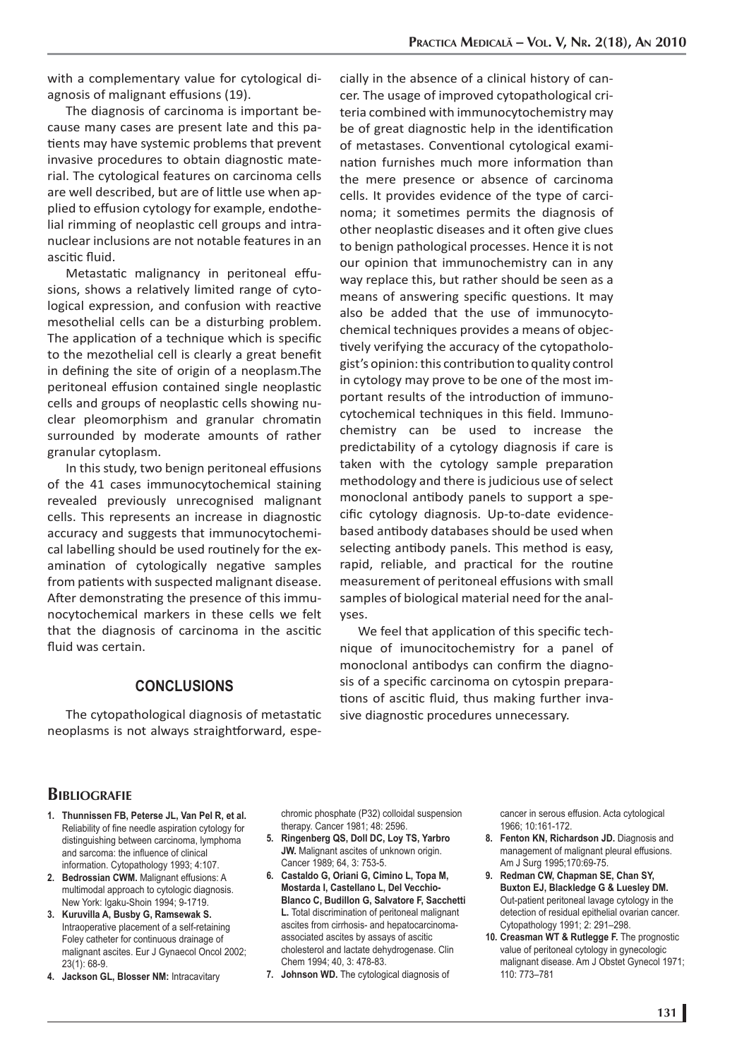with a complementary value for cytological diagnosis of malignant effusions (19).

The diagnosis of carcinoma is important because many cases are present late and this patients may have systemic problems that prevent invasive procedures to obtain diagnostic material. The cytological features on carcinoma cells are well described, but are of little use when applied to effusion cytology for example, endothelial rimming of neoplastic cell groups and intranuclear inclusions are not notable features in an ascitic fluid.

Metastatic malignancy in peritoneal effusions, shows a relatively limited range of cytological expression, and confusion with reactive mesothelial cells can be a disturbing problem. The application of a technique which is specific to the mezothelial cell is clearly a great benefit in defining the site of origin of a neoplasm.The peritoneal effusion contained single neoplastic cells and groups of neoplastic cells showing nuclear pleomorphism and granular chromatin surrounded by moderate amounts of rather granular cytoplasm.

In this study, two benign peritoneal effusions of the 41 cases immunocytochemical staining revealed previously unrecognised malignant cells. This represents an increase in diagnostic accuracy and suggests that immunocytochemical labelling should be used routinely for the examination of cytologically negative samples from patients with suspected malignant disease. After demonstrating the presence of this immunocytochemical markers in these cells we felt that the diagnosis of carcinoma in the ascitic fluid was certain.

## CONCLUSIONS

The cytopathological diagnosis of metastatic neoplasms is not always straightforward, especially in the absence of a clinical history of cancer. The usage of improved cytopathological criteria combined with immunocytochemistry may be of great diagnostic help in the identification of metastases. Conventional cytological examination furnishes much more information than the mere presence or absence of carcinoma cells. It provides evidence of the type of carcinoma; it sometimes permits the diagnosis of other neoplastic diseases and it often give clues to benign pathological processes. Hence it is not our opinion that immunochemistry can in any way replace this, but rather should be seen as a means of answering specific questions. It may also be added that the use of immunocytochemical techniques provides a means of objectively verifying the accuracy of the cytopathologist's opinion: this contribution to quality control in cytology may prove to be one of the most important results of the introduction of immunocytochemical techniques in this field. Immunochemistry can be used to increase the predictability of a cytology diagnosis if care is taken with the cytology sample preparation methodology and there is judicious use of select monoclonal antibody panels to support a specific cytology diagnosis. Up-to-date evidence-based antibody databases should be used when selecting antibody panels. This method is easy, rapid, reliable, and practical for the routine measurement of peritoneal effusions with small samples of biological material need for the analyses.

We feel that application of this specific technique of imunocitochemistry for a panel of monoclonal antibodys can confirm the diagnosis of a specific carcinoma on cytospin preparations of ascitic fluid, thus making further invasive diagnostic procedures unnecessary.

## BIBLIOGRAFIE

1. **Thunnissen FB, Peterse JL, Van Pel R, et al.** Reliability of fine needle aspiration cytology for distinguishing between carcinoma, lymphoma and sarcoma: the influence of clinical information. Cytopathology 1993; 4:107.
2. **Bedrossian CWM.** Malignant effusions: A multimodal approach to cytologic diagnosis. New York: Igaku-Shoin 1994; 9-1719.
3. **Kuruvilla A, Busby G, Ramsewak S.** Intraoperative placement of a self-retaining Foley catheter for continuous drainage of malignant ascites. Eur J Gynaecol Oncol 2002; 23(1): 68-9.
4. **Jackson GL, Blosser NM:** Intracavitary chromic phosphate (P32) colloidal suspension therapy. Cancer 1981; 48: 2596.
5. **Ringenberg QS, Doll DC, Loy TS, Yarbro JW.** Malignant ascites of unknown origin. Cancer 1989; 64, 3: 753-5.
6. **Castaldo G, Oriani G, Cimino L, Topa M, Mostarda I, Castellano L, Del Vecchio-Blanco C, Budillon G, Salvatore F, Sacchetti L.** Total discrimination of peritoneal malignant ascites from cirrhosis- and hepatocarcinoma-associated ascites by assays of ascitic cholesterol and lactate dehydrogenase. Clin Chem 1994; 40, 3: 478-83.
7. **Johnson WD.** The cytological diagnosis of cancer in serous effusion. Acta cytological 1966; 10:161-172.
8. **Fenton KN, Richardson JD.** Diagnosis and management of malignant pleural effusions. Am J Surg 1995;170:69-75.
9. **Redman CW, Chapman SE, Chan SY, Buxton EJ, Blackledge G & Luesley DM.** Out-patient peritoneal lavage cytology in the detection of residual epithelial ovarian cancer. Cytopathology 1991; 2: 291–298.
10. **Creasman WT & Rutlegge F.** The prognostic value of peritoneal cytology in gynecologic malignant disease. Am J Obstet Gynecol 1971; 110: 773–781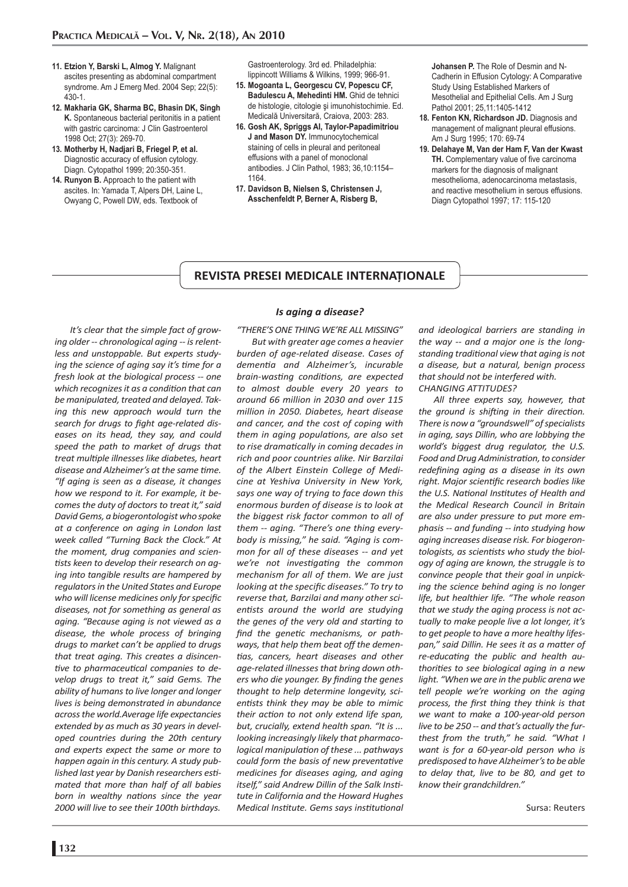11. **Etzion Y, Barski L, Almog Y.** Malignant ascites presenting as abdominal compartment syndrome. Am J Emerg Med. 2004 Sep; 22(5): 430-1.
12. **Makharia GK, Sharma BC, Bhasin DK, Singh K.** Spontaneous bacterial peritonitis in a patient with gastric carcinoma: J Clin Gastroenterol 1998 Oct; 27(3): 269-70.
13. **Motherby H, Nadjari B, Friegel P, et al.** Diagnostic accuracy of effusion cytology. Diagn. Cytopathol 1999; 20:350-351.
14. **Runyon B.** Approach to the patient with ascites. In: Yamada T, Alpers DH, Laine L, Owyang C, Powell DW, eds. Textbook of Gastroenterology. 3rd ed. Philadelphia: lippincott Williams & Wilkins, 1999; 966-91.
15. **Mogoanta L, Georgescu CV, Popescu CF, Badulescu A, Mehedinti HM.** Ghid de tehnici de histologie, citologie şi imunohistochimie. Ed. Medicală Universitară, Craiova, 2003: 283.
16. **Gosh AK, Spriggs AI, Taylor-Papadimitriou J and Mason DY.** Immunocytochemical staining of cells in pleural and peritoneal effusions with a panel of monoclonal antibodies. J Clin Pathol, 1983; 36,10:1154–1164.
17. **Davidson B, Nielsen S, Christensen J, Asschenfeldt P, Berner A, Risberg B, Johansen P.** The Role of Desmin and N-Cadherin in Effusion Cytology: A Comparative Study Using Established Markers of Mesothelial and Epithelial Cells. Am J Surg Pathol 2001; 25,11:1405-1412
18. **Fenton KN, Richardson JD.** Diagnosis and management of malignant pleural effusions. Am J Surg 1995; 170: 69-74
19. **Delahaye M, Van der Ham F, Van der Kwast TH.** Complementary value of five carcinoma markers for the diagnosis of malignant mesothelioma, adenocarcinoma metastasis, and reactive mesothelium in serous effusions. Diagn Cytopathol 1997; 17: 115-120

## REVISTA PRESEI MEDICALE INTERNAȚIONALE

### *Is aging a disease?*

*It's clear that the simple fact of growing older -- chronological aging -- is relentless and unstoppable. But experts studying the science of aging say it's time for a fresh look at the biological process -- one which recognizes it as a condition that can be manipulated, treated and delayed. Taking this new approach would turn the search for drugs to fight age-related diseases on its head, they say, and could speed the path to market of drugs that treat multiple illnesses like diabetes, heart disease and Alzheimer's at the same time. "If aging is seen as a disease, it changes how we respond to it. For example, it becomes the duty of doctors to treat it," said David Gems, a biogerontologist who spoke at a conference on aging in London last week called "Turning Back the Clock." At the moment, drug companies and scientists keen to develop their research on aging into tangible results are hampered by regulators in the United States and Europe who will license medicines only for specific diseases, not for something as general as aging. "Because aging is not viewed as a disease, the whole process of bringing drugs to market can't be applied to drugs that treat aging. This creates a disincentive to pharmaceutical companies to develop drugs to treat it," said Gems. The ability of humans to live longer and longer lives is being demonstrated in abundance across the world.Average life expectancies extended by as much as 30 years in developed countries during the 20th century and experts expect the same or more to happen again in this century. A study published last year by Danish researchers estimated that more than half of all babies born in wealthy nations since the year 2000 will live to see their 100th birthdays.*

*"THERE'S ONE THING WE'RE ALL MISSING"*

*But with greater age comes a heavier burden of age-related disease. Cases of dementia and Alzheimer's, incurable brain-wasting conditions, are expected to almost double every 20 years to around 66 million in 2030 and over 115 million in 2050. Diabetes, heart disease and cancer, and the cost of coping with them in aging populations, are also set to rise dramatically in coming decades in rich and poor countries alike. Nir Barzilai of the Albert Einstein College of Medicine at Yeshiva University in New York, says one way of trying to face down this enormous burden of disease is to look at the biggest risk factor common to all of them -- aging. "There's one thing everybody is missing," he said. "Aging is common for all of these diseases -- and yet we're not investigating the common mechanism for all of them. We are just looking at the specific diseases." To try to reverse that, Barzilai and many other scientists around the world are studying the genes of the very old and starting to find the genetic mechanisms, or pathways, that help them beat off the dementias, cancers, heart diseases and other age-related illnesses that bring down others who die younger. By finding the genes thought to help determine longevity, scientists think they may be able to mimic their action to not only extend life span, but, crucially, extend health span. "It is ... looking increasingly likely that pharmacological manipulation of these ... pathways could form the basis of new preventative medicines for diseases aging, and aging itself," said Andrew Dillin of the Salk Institute in California and the Howard Hughes Medical Institute. Gems says institutional and ideological barriers are standing in the way -- and a major one is the long-standing traditional view that aging is not a disease, but a natural, benign process that should not be interfered with.*

*CHANGING ATTITUDES?*

*All three experts say, however, that the ground is shifting in their direction. There is now a "groundswell" of specialists in aging, says Dillin, who are lobbying the world's biggest drug regulator, the U.S. Food and Drug Administration, to consider redefining aging as a disease in its own right. Major scientific research bodies like the U.S. National Institutes of Health and the Medical Research Council in Britain are also under pressure to put more emphasis -- and funding -- into studying how aging increases disease risk. For biogerontologists, as scientists who study the biology of aging are known, the struggle is to convince people that their goal in unpicking the science behind aging is no longer life, but healthier life. "The whole reason that we study the aging process is not actually to make people live a lot longer, it's to get people to have a more healthy lifespan," said Dillin. He sees it as a matter of re-educating the public and health authorities to see biological aging in a new light. "When we are in the public arena we tell people we're working on the aging process, the first thing they think is that we want to make a 100-year-old person live to be 250 -- and that's actually the furthest from the truth," he said. "What I want is for a 60-year-old person who is predisposed to have Alzheimer's to be able to delay that, live to be 80, and get to know their grandchildren."*

Sursa: Reuters